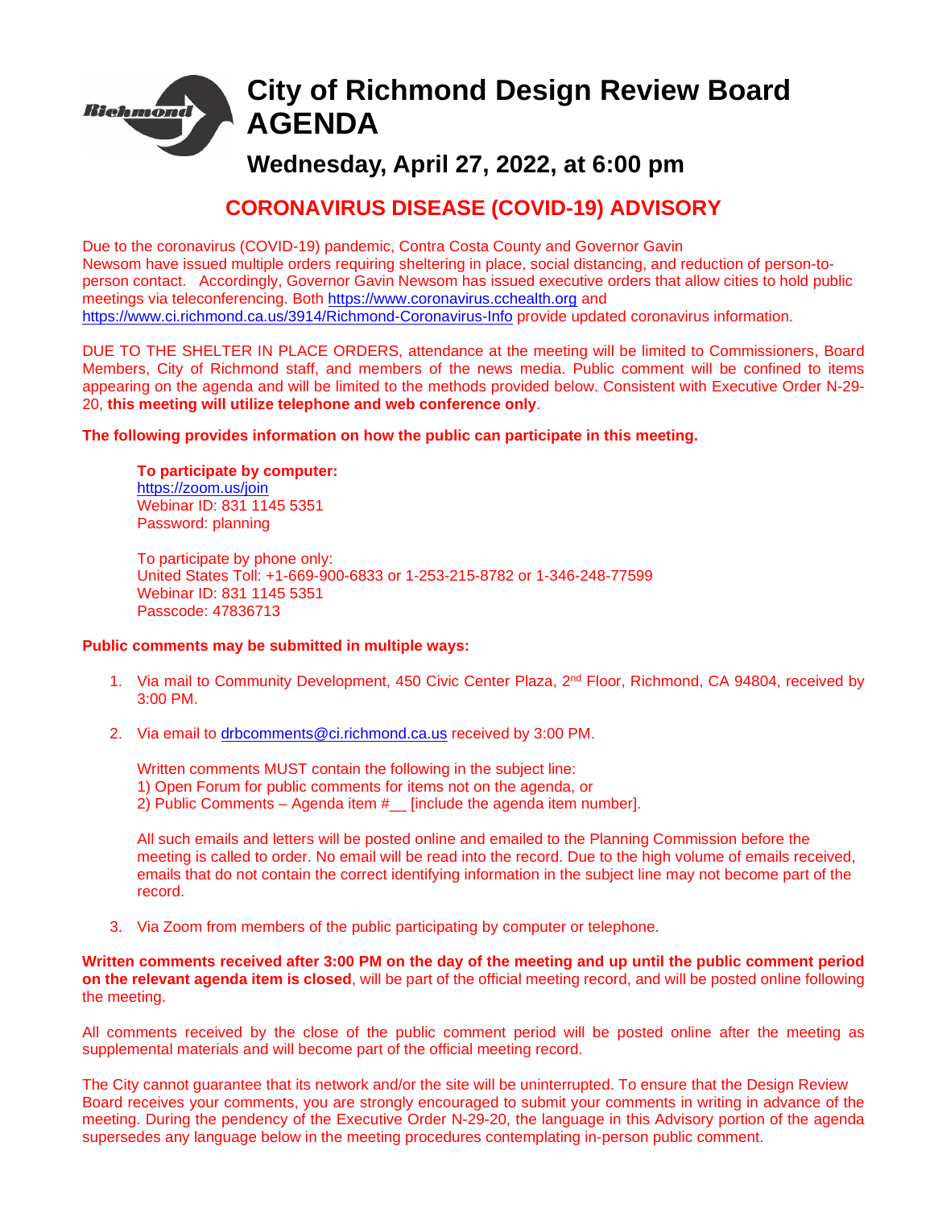# City of Richmond Design Review Board AGENDA

## Wednesday, April 27, 2022, at 6:00 pm

## CORONAVIRUS DISEASE (COVID-19) ADVISORY

Due to the coronavirus (COVID-19) pandemic, Contra Costa County and Governor Gavin Newsom have issued multiple orders requiring sheltering in place, social distancing, and reduction of person-to-person contact. Accordingly, Governor Gavin Newsom has issued executive orders that allow cities to hold public meetings via teleconferencing. Both https://www.coronavirus.cchealth.org and https://www.ci.richmond.ca.us/3914/Richmond-Coronavirus-Info provide updated coronavirus information.

DUE TO THE SHELTER IN PLACE ORDERS, attendance at the meeting will be limited to Commissioners, Board Members, City of Richmond staff, and members of the news media. Public comment will be confined to items appearing on the agenda and will be limited to the methods provided below. Consistent with Executive Order N-29-20, **this meeting will utilize telephone and web conference only**.

**The following provides information on how the public can participate in this meeting.**

**To participate by computer:**
https://zoom.us/join
Webinar ID: 831 1145 5351
Password: planning

To participate by phone only:
United States Toll: +1-669-900-6833 or 1-253-215-8782 or 1-346-248-77599
Webinar ID: 831 1145 5351
Passcode: 47836713

**Public comments may be submitted in multiple ways:**

1. Via mail to Community Development, 450 Civic Center Plaza, 2nd Floor, Richmond, CA 94804, received by 3:00 PM.

2. Via email to drbcomments@ci.richmond.ca.us received by 3:00 PM.

   Written comments MUST contain the following in the subject line:
   1) Open Forum for public comments for items not on the agenda, or
   2) Public Comments – Agenda item #__ [include the agenda item number].

   All such emails and letters will be posted online and emailed to the Planning Commission before the meeting is called to order. No email will be read into the record. Due to the high volume of emails received, emails that do not contain the correct identifying information in the subject line may not become part of the record.

3. Via Zoom from members of the public participating by computer or telephone.

**Written comments received after 3:00 PM on the day of the meeting and up until the public comment period on the relevant agenda item is closed**, will be part of the official meeting record, and will be posted online following the meeting.

All comments received by the close of the public comment period will be posted online after the meeting as supplemental materials and will become part of the official meeting record.

The City cannot guarantee that its network and/or the site will be uninterrupted. To ensure that the Design Review Board receives your comments, you are strongly encouraged to submit your comments in writing in advance of the meeting. During the pendency of the Executive Order N-29-20, the language in this Advisory portion of the agenda supersedes any language below in the meeting procedures contemplating in-person public comment.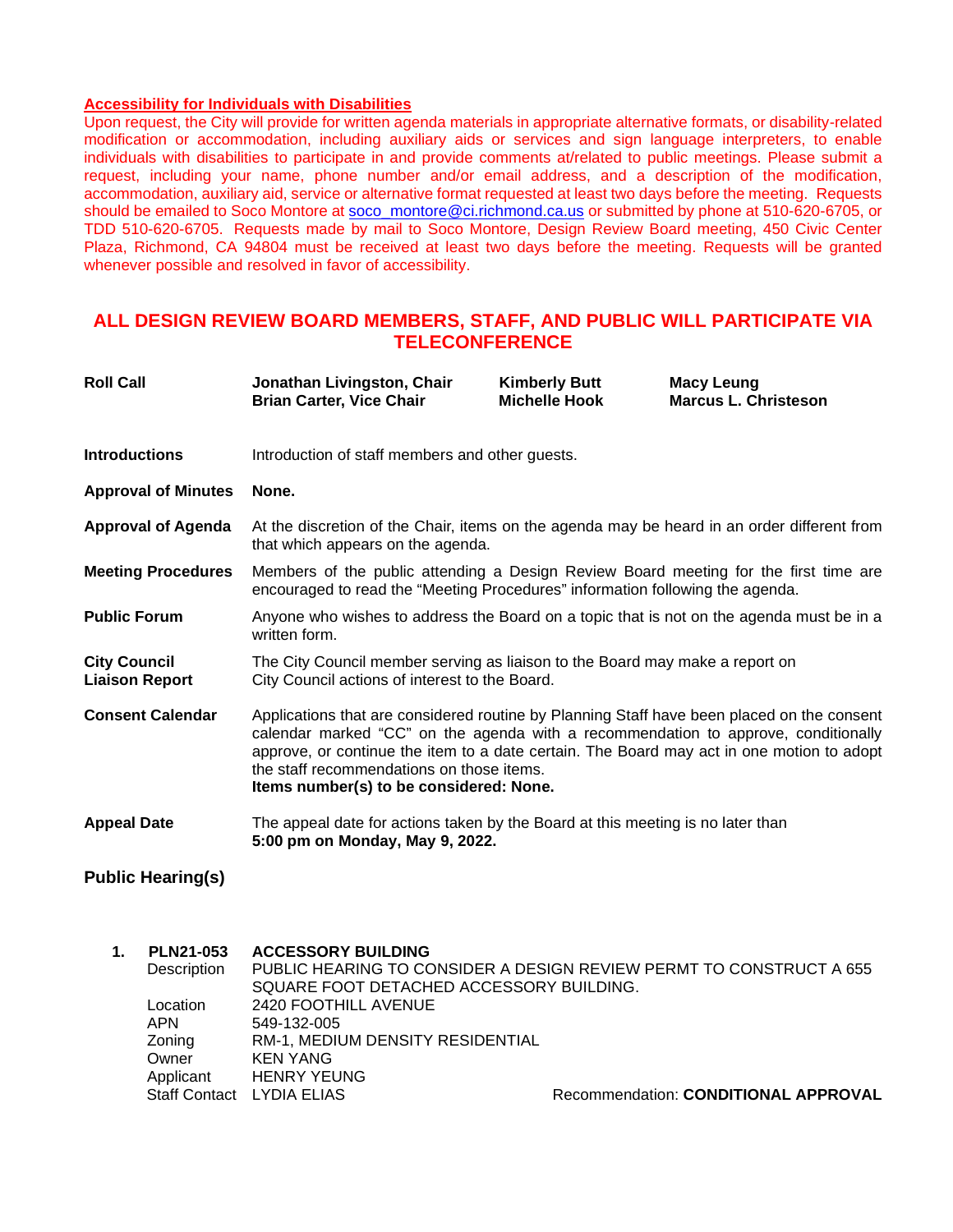**Accessibility for Individuals with Disabilities**

Upon request, the City will provide for written agenda materials in appropriate alternative formats, or disability-related modification or accommodation, including auxiliary aids or services and sign language interpreters, to enable individuals with disabilities to participate in and provide comments at/related to public meetings. Please submit a request, including your name, phone number and/or email address, and a description of the modification, accommodation, auxiliary aid, service or alternative format requested at least two days before the meeting. Requests should be emailed to Soco Montore at soco_montore@ci.richmond.ca.us or submitted by phone at 510-620-6705, or TDD 510-620-6705. Requests made by mail to Soco Montore, Design Review Board meeting, 450 Civic Center Plaza, Richmond, CA 94804 must be received at least two days before the meeting. Requests will be granted whenever possible and resolved in favor of accessibility.

## ALL DESIGN REVIEW BOARD MEMBERS, STAFF, AND PUBLIC WILL PARTICIPATE VIA TELECONFERENCE

**Roll Call**
**Jonathan Livingston, Chair**
**Brian Carter, Vice Chair**
**Kimberly Butt**
**Michelle Hook**
**Macy Leung**
**Marcus L. Christeson**

**Introductions** — Introduction of staff members and other guests.

**Approval of Minutes** — **None.**

**Approval of Agenda** — At the discretion of the Chair, items on the agenda may be heard in an order different from that which appears on the agenda.

**Meeting Procedures** — Members of the public attending a Design Review Board meeting for the first time are encouraged to read the "Meeting Procedures" information following the agenda.

**Public Forum** — Anyone who wishes to address the Board on a topic that is not on the agenda must be in a written form.

**City Council Liaison Report** — The City Council member serving as liaison to the Board may make a report on City Council actions of interest to the Board.

**Consent Calendar** — Applications that are considered routine by Planning Staff have been placed on the consent calendar marked "CC" on the agenda with a recommendation to approve, conditionally approve, or continue the item to a date certain. The Board may act in one motion to adopt the staff recommendations on those items.
**Items number(s) to be considered: None.**

**Appeal Date** — The appeal date for actions taken by the Board at this meeting is no later than **5:00 pm on Monday, May 9, 2022.**

## Public Hearing(s)

**1. PLN21-053 ACCESSORY BUILDING**

Description: PUBLIC HEARING TO CONSIDER A DESIGN REVIEW PERMT TO CONSTRUCT A 655 SQUARE FOOT DETACHED ACCESSORY BUILDING.
Location: 2420 FOOTHILL AVENUE
APN: 549-132-005
Zoning: RM-1, MEDIUM DENSITY RESIDENTIAL
Owner: KEN YANG
Applicant: HENRY YEUNG
Staff Contact: LYDIA ELIAS

Recommendation: **CONDITIONAL APPROVAL**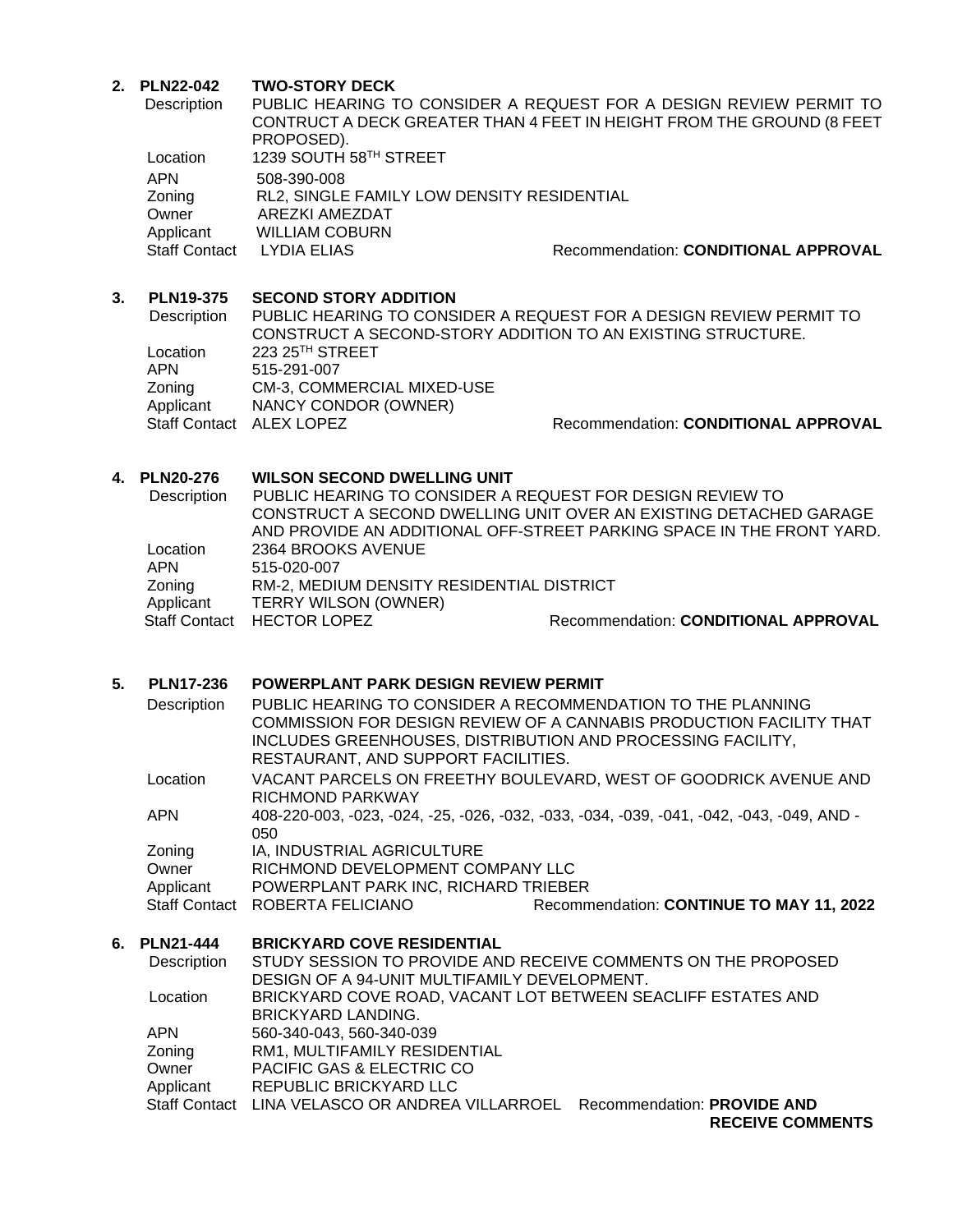**2. PLN22-042 TWO-STORY DECK**

Description: PUBLIC HEARING TO CONSIDER A REQUEST FOR A DESIGN REVIEW PERMIT TO CONTRUCT A DECK GREATER THAN 4 FEET IN HEIGHT FROM THE GROUND (8 FEET PROPOSED).

Location: 1239 SOUTH 58TH STREET

APN: 508-390-008

Zoning: RL2, SINGLE FAMILY LOW DENSITY RESIDENTIAL

Owner: AREZKI AMEZDAT

Applicant: WILLIAM COBURN

Staff Contact: LYDIA ELIAS — Recommendation: **CONDITIONAL APPROVAL**

**3. PLN19-375 SECOND STORY ADDITION**

Description: PUBLIC HEARING TO CONSIDER A REQUEST FOR A DESIGN REVIEW PERMIT TO CONSTRUCT A SECOND-STORY ADDITION TO AN EXISTING STRUCTURE.

Location: 223 25TH STREET

APN: 515-291-007

Zoning: CM-3, COMMERCIAL MIXED-USE

Applicant: NANCY CONDOR (OWNER)

Staff Contact: ALEX LOPEZ — Recommendation: **CONDITIONAL APPROVAL**

**4. PLN20-276 WILSON SECOND DWELLING UNIT**

Description: PUBLIC HEARING TO CONSIDER A REQUEST FOR DESIGN REVIEW TO CONSTRUCT A SECOND DWELLING UNIT OVER AN EXISTING DETACHED GARAGE AND PROVIDE AN ADDITIONAL OFF-STREET PARKING SPACE IN THE FRONT YARD.

Location: 2364 BROOKS AVENUE

APN: 515-020-007

Zoning: RM-2, MEDIUM DENSITY RESIDENTIAL DISTRICT

Applicant: TERRY WILSON (OWNER)

Staff Contact: HECTOR LOPEZ — Recommendation: **CONDITIONAL APPROVAL**

**5. PLN17-236 POWERPLANT PARK DESIGN REVIEW PERMIT**

Description: PUBLIC HEARING TO CONSIDER A RECOMMENDATION TO THE PLANNING COMMISSION FOR DESIGN REVIEW OF A CANNABIS PRODUCTION FACILITY THAT INCLUDES GREENHOUSES, DISTRIBUTION AND PROCESSING FACILITY, RESTAURANT, AND SUPPORT FACILITIES.

Location: VACANT PARCELS ON FREETHY BOULEVARD, WEST OF GOODRICK AVENUE AND RICHMOND PARKWAY

APN: 408-220-003, -023, -024, -25, -026, -032, -033, -034, -039, -041, -042, -043, -049, AND -050

Zoning: IA, INDUSTRIAL AGRICULTURE

Owner: RICHMOND DEVELOPMENT COMPANY LLC

Applicant: POWERPLANT PARK INC, RICHARD TRIEBER

Staff Contact: ROBERTA FELICIANO — Recommendation: **CONTINUE TO MAY 11, 2022**

**6. PLN21-444 BRICKYARD COVE RESIDENTIAL**

Description: STUDY SESSION TO PROVIDE AND RECEIVE COMMENTS ON THE PROPOSED DESIGN OF A 94-UNIT MULTIFAMILY DEVELOPMENT.

Location: BRICKYARD COVE ROAD, VACANT LOT BETWEEN SEACLIFF ESTATES AND BRICKYARD LANDING.

APN: 560-340-043, 560-340-039

Zoning: RM1, MULTIFAMILY RESIDENTIAL

Owner: PACIFIC GAS & ELECTRIC CO

Applicant: REPUBLIC BRICKYARD LLC

Staff Contact: LINA VELASCO OR ANDREA VILLARROEL — Recommendation: **PROVIDE AND RECEIVE COMMENTS**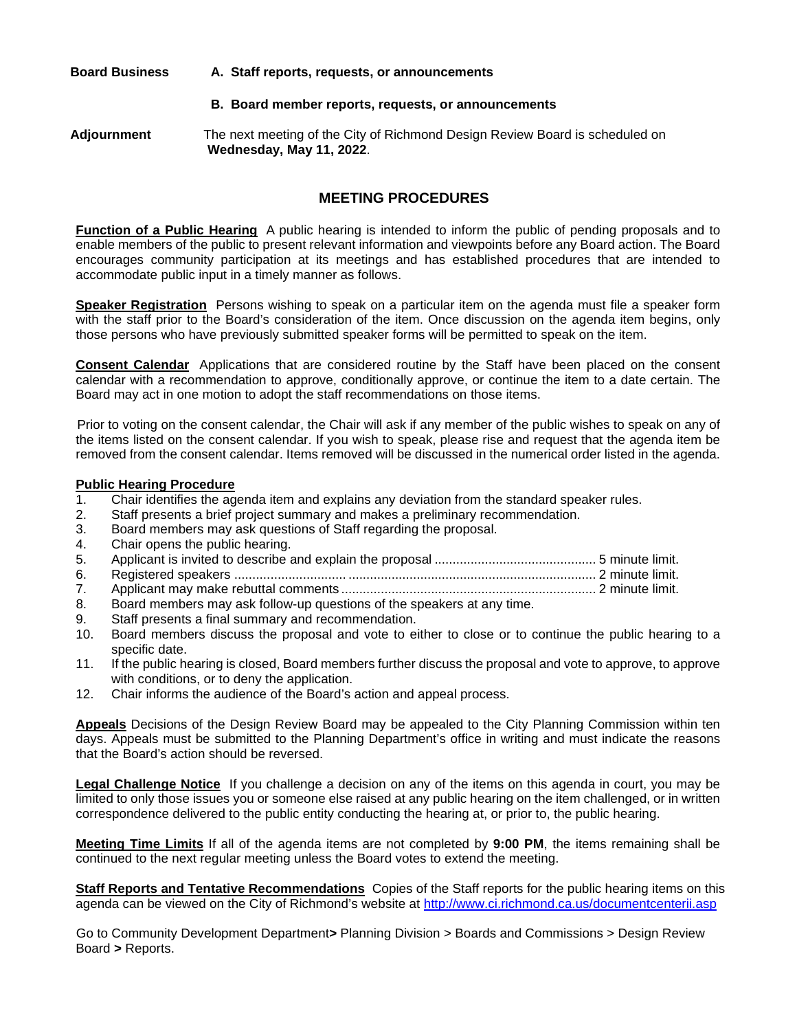**Board Business** **A. Staff reports, requests, or announcements**

**B. Board member reports, requests, or announcements**

**Adjournment** The next meeting of the City of Richmond Design Review Board is scheduled on **Wednesday, May 11, 2022**.

## MEETING PROCEDURES

**Function of a Public Hearing** A public hearing is intended to inform the public of pending proposals and to enable members of the public to present relevant information and viewpoints before any Board action. The Board encourages community participation at its meetings and has established procedures that are intended to accommodate public input in a timely manner as follows.

**Speaker Registration** Persons wishing to speak on a particular item on the agenda must file a speaker form with the staff prior to the Board's consideration of the item. Once discussion on the agenda item begins, only those persons who have previously submitted speaker forms will be permitted to speak on the item.

**Consent Calendar** Applications that are considered routine by the Staff have been placed on the consent calendar with a recommendation to approve, conditionally approve, or continue the item to a date certain. The Board may act in one motion to adopt the staff recommendations on those items.

Prior to voting on the consent calendar, the Chair will ask if any member of the public wishes to speak on any of the items listed on the consent calendar. If you wish to speak, please rise and request that the agenda item be removed from the consent calendar. Items removed will be discussed in the numerical order listed in the agenda.

**Public Hearing Procedure**

1. Chair identifies the agenda item and explains any deviation from the standard speaker rules.
2. Staff presents a brief project summary and makes a preliminary recommendation.
3. Board members may ask questions of Staff regarding the proposal.
4. Chair opens the public hearing.
5. Applicant is invited to describe and explain the proposal ............................................ 5 minute limit.
6. Registered speakers ............................... ..................................................................... 2 minute limit.
7. Applicant may make rebuttal comments ...................................................................... 2 minute limit.
8. Board members may ask follow-up questions of the speakers at any time.
9. Staff presents a final summary and recommendation.
10. Board members discuss the proposal and vote to either close or to continue the public hearing to a specific date.
11. If the public hearing is closed, Board members further discuss the proposal and vote to approve, to approve with conditions, or to deny the application.
12. Chair informs the audience of the Board's action and appeal process.

**Appeals** Decisions of the Design Review Board may be appealed to the City Planning Commission within ten days. Appeals must be submitted to the Planning Department's office in writing and must indicate the reasons that the Board's action should be reversed.

**Legal Challenge Notice** If you challenge a decision on any of the items on this agenda in court, you may be limited to only those issues you or someone else raised at any public hearing on the item challenged, or in written correspondence delivered to the public entity conducting the hearing at, or prior to, the public hearing.

**Meeting Time Limits** If all of the agenda items are not completed by **9:00 PM**, the items remaining shall be continued to the next regular meeting unless the Board votes to extend the meeting.

**Staff Reports and Tentative Recommendations** Copies of the Staff reports for the public hearing items on this agenda can be viewed on the City of Richmond's website at http://www.ci.richmond.ca.us/documentcenterii.asp

Go to Community Development Department**>** Planning Division > Boards and Commissions > Design Review Board **>** Reports.